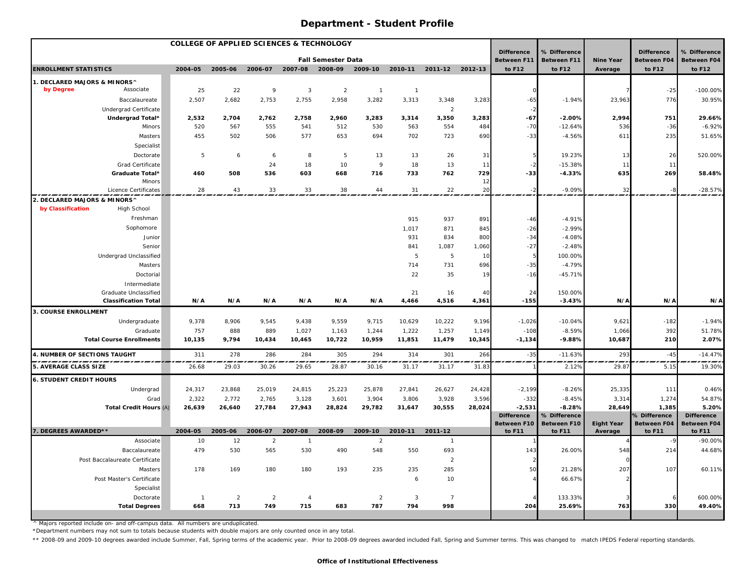# Department - Student Profile

| COLLEGE OF APPLIED SCIENCES & TECHNOLOGY | | Fall Semester Data | | | | | | | | | | | | |
|---|---|---|---|---|---|---|---|---|---|---|---|---|---|---|
| ENROLLMENT STATISTICS | | 2004-05 | 2005-06 | 2006-07 | 2007-08 | 2008-09 | 2009-10 | 2010-11 | 2011-12 | 2012-13 | Difference Between F11 to F12 | % Difference Between F11 to F12 | Nine Year Average | Difference Between F04 to F12 | % Difference Between F04 to F12 |
| 1. DECLARED MAJORS & MINORS^ | | | | | | | | | | | | | | | |
| by Degree | Associate | 25 | 22 | 9 | 3 | 2 | 1 | 1 | | | 0 | | 7 | -25 | -100.00% |
| | Baccalaureate | 2,507 | 2,682 | 2,753 | 2,755 | 2,958 | 3,282 | 3,313 | 3,348 | 3,283 | -65 | -1.94% | 23,963 | 776 | 30.95% |
| | Undergrad Certificate | | | | | | | | 2 | | -2 | | | | |
| | **Undergrad Total*** | **2,532** | **2,704** | **2,762** | **2,758** | **2,960** | **3,283** | **3,314** | **3,350** | **3,283** | **-67** | **-2.00%** | **2,994** | **751** | **29.66%** |
| | Minors | 520 | 567 | 555 | 541 | 512 | 530 | 563 | 554 | 484 | -70 | -12.64% | 536 | -36 | -6.92% |
| | Masters | 455 | 502 | 506 | 577 | 653 | 694 | 702 | 723 | 690 | -33 | -4.56% | 611 | 235 | 51.65% |
| | Specialist | | | | | | | | | | | | | | |
| | Doctorate | 5 | 6 | 6 | 8 | 5 | 13 | 13 | 26 | 31 | 5 | 19.23% | 13 | 26 | 520.00% |
| | Grad Certificate | | | 24 | 18 | 10 | 9 | 18 | 13 | 11 | -2 | -15.38% | 11 | 11 | |
| | **Graduate Total*** | **460** | **508** | **536** | **603** | **668** | **716** | **733** | **762** | **729** | **-33** | **-4.33%** | **635** | **269** | **58.48%** |
| | Minors | | | | | | | | | 12 | | | | | |
| | Licence Certificates | 28 | 43 | 33 | 33 | 38 | 44 | 31 | 22 | 20 | -2 | -9.09% | 32 | -8 | -28.57% |
| 2. DECLARED MAJORS & MINORS^ | | | | | | | | | | | | | | | |
| by Classification | High School | | | | | | | | | | | | | | |
| | Freshman | | | | | | | 915 | 937 | 891 | -46 | -4.91% | | | |
| | Sophomore | | | | | | | 1,017 | 871 | 845 | -26 | -2.99% | | | |
| | Junior | | | | | | | 931 | 834 | 800 | -34 | -4.08% | | | |
| | Senior | | | | | | | 841 | 1,087 | 1,060 | -27 | -2.48% | | | |
| | Undergrad Unclassified | | | | | | | 5 | 5 | 10 | 5 | 100.00% | | | |
| | Masters | | | | | | | 714 | 731 | 696 | -35 | -4.79% | | | |
| | Doctorial | | | | | | | 22 | 35 | 19 | -16 | -45.71% | | | |
| | Intermediate | | | | | | | | | | | | | | |
| | Graduate Unclassified | | | | | | | 21 | 16 | 40 | 24 | 150.00% | | | |
| | **Classification Total** | **N/A** | **N/A** | **N/A** | **N/A** | **N/A** | **N/A** | **4,466** | **4,516** | **4,361** | **-155** | **-3.43%** | **N/A** | **N/A** | **N/A** |
| 3. COURSE ENROLLMENT | | | | | | | | | | | | | | | |
| | Undergraduate | 9,378 | 8,906 | 9,545 | 9,438 | 9,559 | 9,715 | 10,629 | 10,222 | 9,196 | -1,026 | -10.04% | 9,621 | -182 | -1.94% |
| | Graduate | 757 | 888 | 889 | 1,027 | 1,163 | 1,244 | 1,222 | 1,257 | 1,149 | -108 | -8.59% | 1,066 | 392 | 51.78% |
| | **Total Course Enrollments** | **10,135** | **9,794** | **10,434** | **10,465** | **10,722** | **10,959** | **11,851** | **11,479** | **10,345** | **-1,134** | **-9.88%** | **10,687** | **210** | **2.07%** |
| 4. NUMBER OF SECTIONS TAUGHT | | 311 | 278 | 286 | 284 | 305 | 294 | 314 | 301 | 266 | -35 | -11.63% | 293 | -45 | -14.47% |
| 5. AVERAGE CLASS SIZE | | 26.68 | 29.03 | 30.26 | 29.65 | 28.87 | 30.16 | 31.17 | 31.17 | 31.83 | 1 | 2.12% | 29.87 | 5.15 | 19.30% |
| 6. STUDENT CREDIT HOURS | | | | | | | | | | | | | | | |
| | Undergrad | 24,317 | 23,868 | 25,019 | 24,815 | 25,223 | 25,878 | 27,841 | 26,627 | 24,428 | -2,199 | -8.26% | 25,335 | 111 | 0.46% |
| | Grad | 2,322 | 2,772 | 2,765 | 3,128 | 3,601 | 3,904 | 3,806 | 3,928 | 3,596 | -332 | -8.45% | 3,314 | 1,274 | 54.87% |
| | **Total Credit Hours** (A) | **26,639** | **26,640** | **27,784** | **27,943** | **28,824** | **29,782** | **31,647** | **30,555** | **28,024** | **-2,531** | **-8.28%** | **28,649** | **1,385** | **5.20%** |

| 7. DEGREES AWARDED** | 2004-05 | 2005-06 | 2006-07 | 2007-08 | 2008-09 | 2009-10 | 2010-11 | 2011-12 | Difference Between F10 to F11 | % Difference Between F10 to F11 | Eight Year Average | % Difference Between F04 to F11 | Difference Between F04 to F11 |
|---|---|---|---|---|---|---|---|---|---|---|---|---|---|
| Associate | 10 | 12 | 2 | 1 | | 2 | | 1 | 1 | | 4 | -9 | -90.00% |
| Baccalaureate | 479 | 530 | 565 | 530 | 490 | 548 | 550 | 693 | 143 | 26.00% | 548 | 214 | 44.68% |
| Post Baccalaureate Certificate | | | | | | | | 2 | 2 | | 0 | | |
| Masters | 178 | 169 | 180 | 180 | 193 | 235 | 235 | 285 | 50 | 21.28% | 207 | 107 | 60.11% |
| Post Master's Certificate | | | | | | | 6 | 10 | 4 | 66.67% | 2 | | |
| Specialist | | | | | | | | | | | | | |
| Doctorate | 1 | 2 | 2 | 4 | | 2 | 3 | 7 | 4 | 133.33% | 3 | 6 | 600.00% |
| **Total Degrees** | **668** | **713** | **749** | **715** | **683** | **787** | **794** | **998** | **204** | **25.69%** | **763** | **330** | **49.40%** |

^ Majors reported include on- and off-campus data. All numbers are unduplicated.

*Department numbers may not sum to totals because students with double majors are only counted once in any total.

** 2008-09 and 2009-10 degrees awarded include Summer, Fall, Spring terms of the academic year. Prior to 2008-09 degrees awarded included Fall, Spring and Summer terms. This was changed to match IPEDS Federal reporting standards.

**Office of Institutional Effectiveness**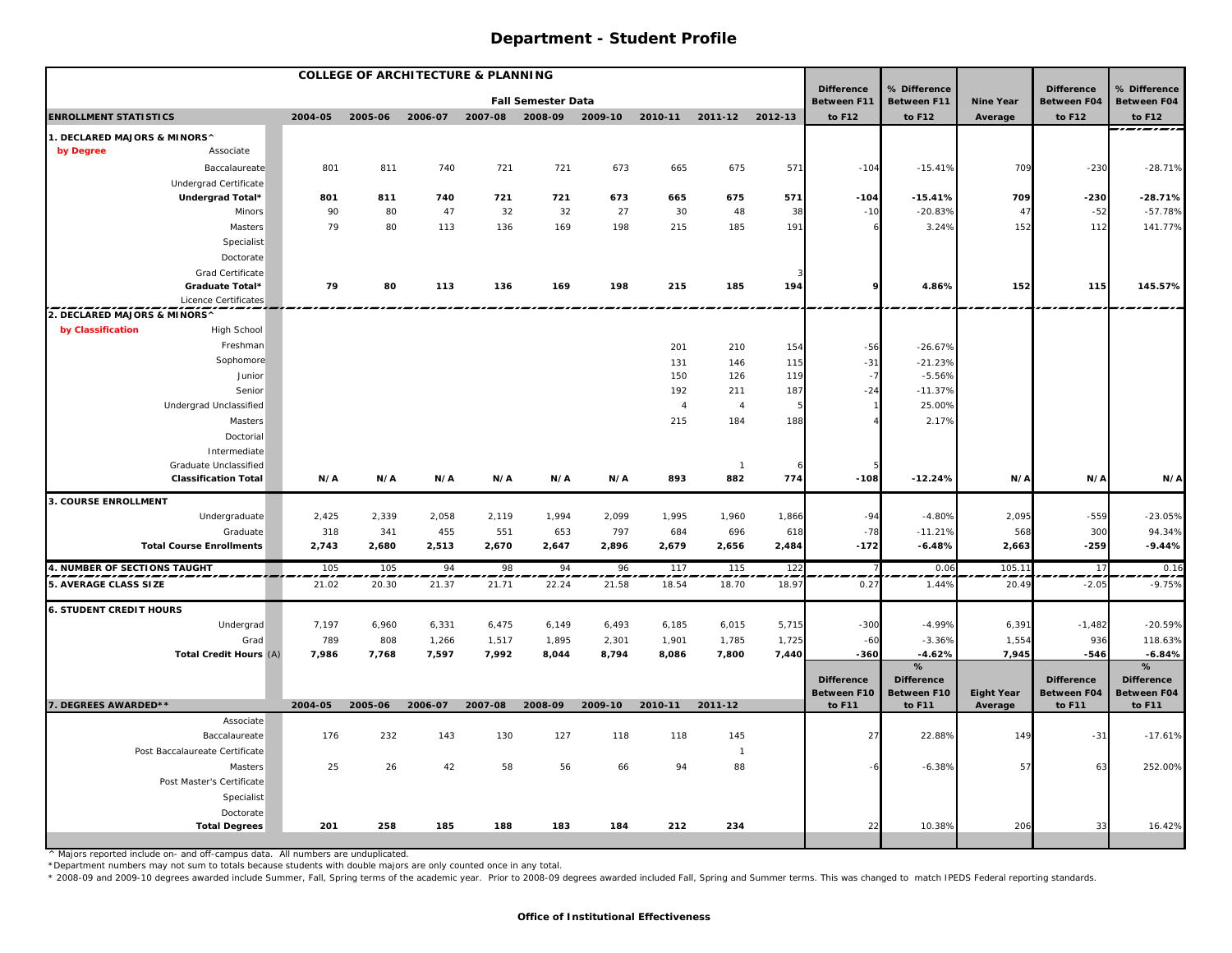# Department - Student Profile

| COLLEGE OF ARCHITECTURE & PLANNING | | | | | | | | | | | | | | |
|---|---|---|---|---|---|---|---|---|---|---|---|---|---|---|
| | | | | | Fall Semester Data | | | | | Difference Between F11 | % Difference Between F11 | Nine Year | Difference Between F04 | % Difference Between F04 |
| **ENROLLMENT STATISTICS** | 2004-05 | 2005-06 | 2006-07 | 2007-08 | 2008-09 | 2009-10 | 2010-11 | 2011-12 | 2012-13 | to F12 | to F12 | Average | to F12 | to F12 |
| **1. DECLARED MAJORS & MINORS^** | | | | | | | | | | | | | | |
| **by Degree** Associate | | | | | | | | | | | | | | |
| Baccalaureate | 801 | 811 | 740 | 721 | 721 | 673 | 665 | 675 | 571 | -104 | -15.41% | 709 | -230 | -28.71% |
| Undergrad Certificate | | | | | | | | | | | | | | |
| **Undergrad Total*** | **801** | **811** | **740** | **721** | **721** | **673** | **665** | **675** | **571** | **-104** | **-15.41%** | **709** | **-230** | **-28.71%** |
| Minors | 90 | 80 | 47 | 32 | 32 | 27 | 30 | 48 | 38 | -10 | -20.83% | 47 | -52 | -57.78% |
| Masters | 79 | 80 | 113 | 136 | 169 | 198 | 215 | 185 | 191 | 6 | 3.24% | 152 | 112 | 141.77% |
| Specialist | | | | | | | | | | | | | | |
| Doctorate | | | | | | | | | | | | | | |
| Grad Certificate | | | | | | | | | 3 | | | | | |
| **Graduate Total*** | **79** | **80** | **113** | **136** | **169** | **198** | **215** | **185** | **194** | **9** | **4.86%** | **152** | **115** | **145.57%** |
| Licence Certificates | | | | | | | | | | | | | | |
| **2. DECLARED MAJORS & MINORS^** | | | | | | | | | | | | | | |
| **by Classification** High School | | | | | | | | | | | | | | |
| Freshman | | | | | | | 201 | 210 | 154 | -56 | -26.67% | | | |
| Sophomore | | | | | | | 131 | 146 | 115 | -31 | -21.23% | | | |
| Junior | | | | | | | 150 | 126 | 119 | -7 | -5.56% | | | |
| Senior | | | | | | | 192 | 211 | 187 | -24 | -11.37% | | | |
| Undergrad Unclassified | | | | | | | 4 | 4 | 5 | 1 | 25.00% | | | |
| Masters | | | | | | | 215 | 184 | 188 | 4 | 2.17% | | | |
| Doctorial | | | | | | | | | | | | | | |
| Intermediate | | | | | | | | | | | | | | |
| Graduate Unclassified | | | | | | | | 1 | 6 | 5 | | | | |
| **Classification Total** | **N/A** | **N/A** | **N/A** | **N/A** | **N/A** | **N/A** | **893** | **882** | **774** | **-108** | **-12.24%** | **N/A** | **N/A** | **N/A** |
| **3. COURSE ENROLLMENT** | | | | | | | | | | | | | | |
| Undergraduate | 2,425 | 2,339 | 2,058 | 2,119 | 1,994 | 2,099 | 1,995 | 1,960 | 1,866 | -94 | -4.80% | 2,095 | -559 | -23.05% |
| Graduate | 318 | 341 | 455 | 551 | 653 | 797 | 684 | 696 | 618 | -78 | -11.21% | 568 | 300 | 94.34% |
| **Total Course Enrollments** | **2,743** | **2,680** | **2,513** | **2,670** | **2,647** | **2,896** | **2,679** | **2,656** | **2,484** | **-172** | **-6.48%** | **2,663** | **-259** | **-9.44%** |
| **4. NUMBER OF SECTIONS TAUGHT** | 105 | 105 | 94 | 98 | 94 | 96 | 117 | 115 | 122 | 7 | 0.06 | 105.11 | 17 | 0.16 |
| **5. AVERAGE CLASS SIZE** | 21.02 | 20.30 | 21.37 | 21.71 | 22.24 | 21.58 | 18.54 | 18.70 | 18.97 | 0.27 | 1.44% | 20.49 | -2.05 | -9.75% |
| **6. STUDENT CREDIT HOURS** | | | | | | | | | | | | | | |
| Undergrad | 7,197 | 6,960 | 6,331 | 6,475 | 6,149 | 6,493 | 6,185 | 6,015 | 5,715 | -300 | -4.99% | 6,391 | -1,482 | -20.59% |
| Grad | 789 | 808 | 1,266 | 1,517 | 1,895 | 2,301 | 1,901 | 1,785 | 1,725 | -60 | -3.36% | 1,554 | 936 | 118.63% |
| **Total Credit Hours** (A) | **7,986** | **7,768** | **7,597** | **7,992** | **8,044** | **8,794** | **8,086** | **7,800** | **7,440** | **-360** | **-4.62%** | **7,945** | **-546** | **-6.84%** |
| **7. DEGREES AWARDED**** | 2004-05 | 2005-06 | 2006-07 | 2007-08 | 2008-09 | 2009-10 | 2010-11 | 2011-12 | | Difference Between F10 to F11 | % Difference Between F10 to F11 | Eight Year Average | Difference Between F04 to F11 | % Difference Between F04 to F11 |
| Associate | | | | | | | | | | | | | | |
| Baccalaureate | 176 | 232 | 143 | 130 | 127 | 118 | 118 | 145 | | 27 | 22.88% | 149 | -31 | -17.61% |
| Post Baccalaureate Certificate | | | | | | | | 1 | | | | | | |
| Masters | 25 | 26 | 42 | 58 | 56 | 66 | 94 | 88 | | -6 | -6.38% | 57 | 63 | 252.00% |
| Post Master's Certificate | | | | | | | | | | | | | | |
| Specialist | | | | | | | | | | | | | | |
| Doctorate | | | | | | | | | | | | | | |
| **Total Degrees** | **201** | **258** | **185** | **188** | **183** | **184** | **212** | **234** | | 22 | 10.38% | 206 | 33 | 16.42% |

^ Majors reported include on- and off-campus data. All numbers are unduplicated.

*Department numbers may not sum to totals because students with double majors are only counted once in any total.

\* 2008-09 and 2009-10 degrees awarded include Summer, Fall, Spring terms of the academic year. Prior to 2008-09 degrees awarded included Fall, Spring and Summer terms. This was changed to match IPEDS Federal reporting standards.

**Office of Institutional Effectiveness**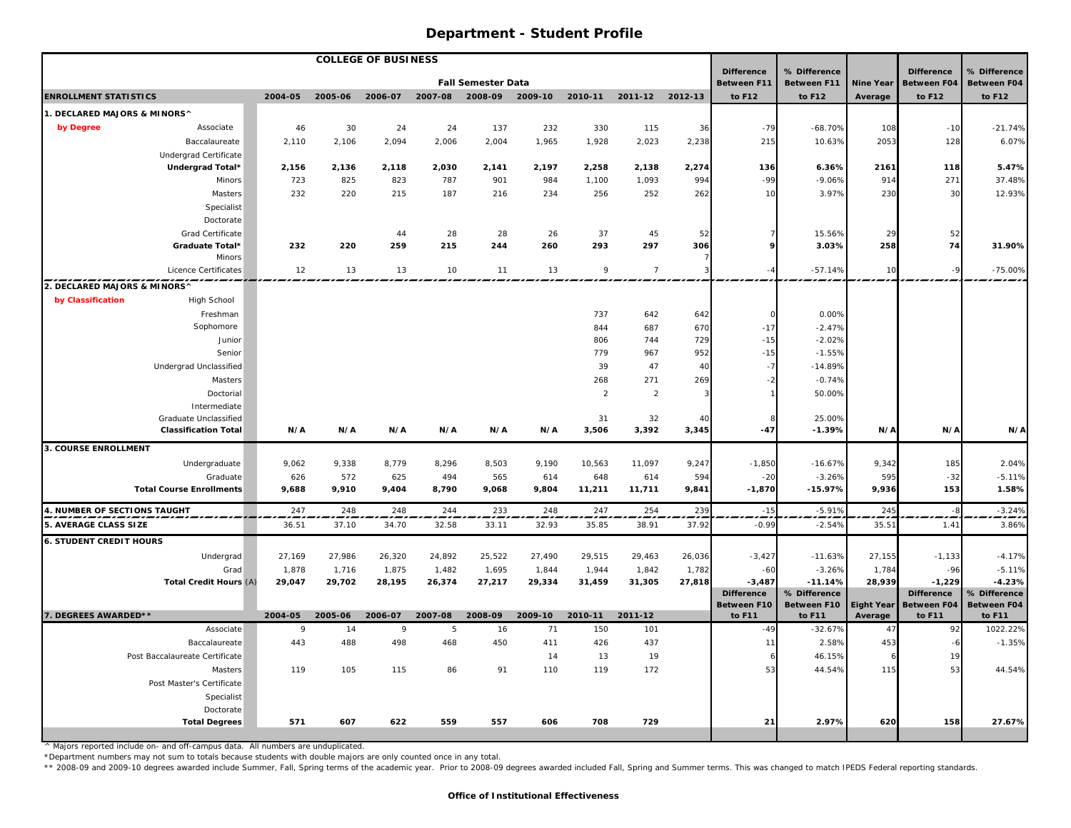# Department - Student Profile

| COLLEGE OF BUSINESS | | | | | | | | | | | | | | | |
|---|---|---|---|---|---|---|---|---|---|---|---|---|---|---|---|
| | | Fall Semester Data | | | | | | | | | Difference Between F11 | % Difference Between F11 | Nine Year | Difference Between F04 | % Difference Between F04 |
| ENROLLMENT STATISTICS | | 2004-05 | 2005-06 | 2006-07 | 2007-08 | 2008-09 | 2009-10 | 2010-11 | 2011-12 | 2012-13 | to F12 | to F12 | Average | to F12 | to F12 |
| **1. DECLARED MAJORS & MINORS^** | | | | | | | | | | | | | | | |
| **by Degree** | Associate | 46 | 30 | 24 | 24 | 137 | 232 | 330 | 115 | 36 | -79 | -68.70% | 108 | -10 | -21.74% |
| | Baccalaureate | 2,110 | 2,106 | 2,094 | 2,006 | 2,004 | 1,965 | 1,928 | 2,023 | 2,238 | 215 | 10.63% | 2053 | 128 | 6.07% |
| | Undergrad Certificate | | | | | | | | | | | | | | |
| | **Undergrad Total*** | **2,156** | **2,136** | **2,118** | **2,030** | **2,141** | **2,197** | **2,258** | **2,138** | **2,274** | **136** | **6.36%** | **2161** | **118** | **5.47%** |
| | Minors | 723 | 825 | 823 | 787 | 901 | 984 | 1,100 | 1,093 | 994 | -99 | -9.06% | 914 | 271 | 37.48% |
| | Masters | 232 | 220 | 215 | 187 | 216 | 234 | 256 | 252 | 262 | 10 | 3.97% | 230 | 30 | 12.93% |
| | Specialist | | | | | | | | | | | | | | |
| | Doctorate | | | | | | | | | | | | | | |
| | Grad Certificate | | | 44 | 28 | 28 | 26 | 37 | 45 | 52 | 7 | 15.56% | 29 | 52 | |
| | **Graduate Total*** | **232** | **220** | **259** | **215** | **244** | **260** | **293** | **297** | **306** | **9** | **3.03%** | **258** | **74** | **31.90%** |
| | Minors | | | | | | | | | 7 | | | | | |
| | Licence Certificates | 12 | 13 | 13 | 10 | 11 | 13 | 9 | 7 | 3 | -4 | -57.14% | 10 | -9 | -75.00% |
| **2. DECLARED MAJORS & MINORS^** | | | | | | | | | | | | | | | |
| **by Classification** | High School | | | | | | | | | | | | | | |
| | Freshman | | | | | | | 737 | 642 | 642 | 0 | 0.00% | | | |
| | Sophomore | | | | | | | 844 | 687 | 670 | -17 | -2.47% | | | |
| | Junior | | | | | | | 806 | 744 | 729 | -15 | -2.02% | | | |
| | Senior | | | | | | | 779 | 967 | 952 | -15 | -1.55% | | | |
| | Undergrad Unclassified | | | | | | | 39 | 47 | 40 | -7 | -14.89% | | | |
| | Masters | | | | | | | 268 | 271 | 269 | -2 | -0.74% | | | |
| | Doctorial | | | | | | | 2 | 2 | 3 | 1 | 50.00% | | | |
| | Intermediate | | | | | | | | | | | | | | |
| | Graduate Unclassified | | | | | | | 31 | 32 | 40 | 8 | 25.00% | | | |
| | **Classification Total** | **N/A** | **N/A** | **N/A** | **N/A** | **N/A** | **N/A** | **3,506** | **3,392** | **3,345** | **-47** | **-1.39%** | **N/A** | **N/A** | **N/A** |
| **3. COURSE ENROLLMENT** | | | | | | | | | | | | | | | |
| | Undergraduate | 9,062 | 9,338 | 8,779 | 8,296 | 8,503 | 9,190 | 10,563 | 11,097 | 9,247 | -1,850 | -16.67% | 9,342 | 185 | 2.04% |
| | Graduate | 626 | 572 | 625 | 494 | 565 | 614 | 648 | 614 | 594 | -20 | -3.26% | 595 | -32 | -5.11% |
| | **Total Course Enrollments** | **9,688** | **9,910** | **9,404** | **8,790** | **9,068** | **9,804** | **11,211** | **11,711** | **9,841** | **-1,870** | **-15.97%** | **9,936** | **153** | **1.58%** |
| **4. NUMBER OF SECTIONS TAUGHT** | | 247 | 248 | 248 | 244 | 233 | 248 | 247 | 254 | 239 | -15 | -5.91% | 245 | -8 | -3.24% |
| **5. AVERAGE CLASS SIZE** | | 36.51 | 37.10 | 34.70 | 32.58 | 33.11 | 32.93 | 35.85 | 38.91 | 37.92 | -0.99 | -2.54% | 35.51 | 1.41 | 3.86% |
| **6. STUDENT CREDIT HOURS** | | | | | | | | | | | | | | | |
| | Undergrad | 27,169 | 27,986 | 26,320 | 24,892 | 25,522 | 27,490 | 29,515 | 29,463 | 26,036 | -3,427 | -11.63% | 27,155 | -1,133 | -4.17% |
| | Grad | 1,878 | 1,716 | 1,875 | 1,482 | 1,695 | 1,844 | 1,944 | 1,842 | 1,782 | -60 | -3.26% | 1,784 | -96 | -5.11% |
| | **Total Credit Hours** (A) | **29,047** | **29,702** | **28,195** | **26,374** | **27,217** | **29,334** | **31,459** | **31,305** | **27,818** | **-3,487** | **-11.14%** | **28,939** | **-1,229** | **-4.23%** |
| **7. DEGREES AWARDED**** | | 2004-05 | 2005-06 | 2006-07 | 2007-08 | 2008-09 | 2009-10 | 2010-11 | 2011-12 | | Difference Between F10 to F11 | % Difference Between F10 to F11 | Eight Year Average | Difference Between F04 to F11 | % Difference Between F04 to F11 |
| | Associate | 9 | 14 | 9 | 5 | 16 | 71 | 150 | 101 | | -49 | -32.67% | 47 | 92 | 1022.22% |
| | Baccalaureate | 443 | 488 | 498 | 468 | 450 | 411 | 426 | 437 | | 11 | 2.58% | 453 | -6 | -1.35% |
| | Post Baccalaureate Certificate | | | | | | 14 | 13 | 19 | | 6 | 46.15% | 6 | 19 | |
| | Masters | 119 | 105 | 115 | 86 | 91 | 110 | 119 | 172 | | 53 | 44.54% | 115 | 53 | 44.54% |
| | Post Master's Certificate | | | | | | | | | | | | | | |
| | Specialist | | | | | | | | | | | | | | |
| | Doctorate | | | | | | | | | | | | | | |
| | **Total Degrees** | **571** | **607** | **622** | **559** | **557** | **606** | **708** | **729** | | **21** | **2.97%** | **620** | **158** | **27.67%** |

^ Majors reported include on- and off-campus data. All numbers are unduplicated.

*Department numbers may not sum to totals because students with double majors are only counted once in any total.

** 2008-09 and 2009-10 degrees awarded include Summer, Fall, Spring terms of the academic year. Prior to 2008-09 degrees awarded included Fall, Spring and Summer terms. This was changed to match IPEDS Federal reporting standards.

**Office of Institutional Effectiveness**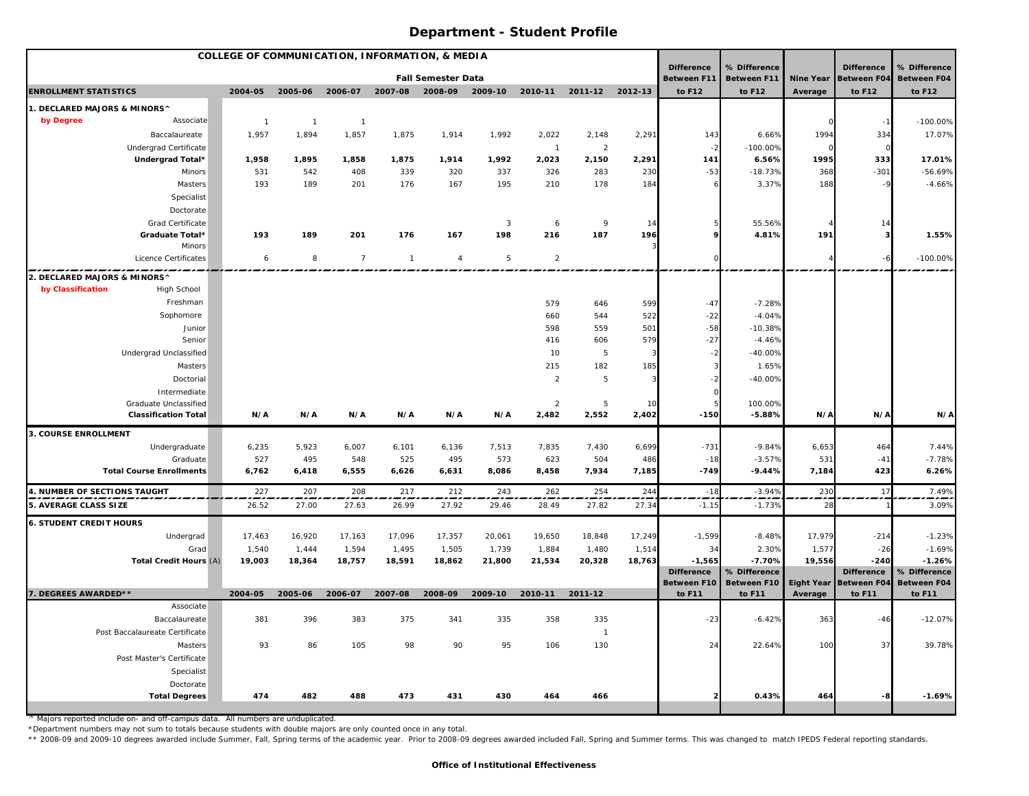# Department - Student Profile

| COLLEGE OF COMMUNICATION, INFORMATION, & MEDIA | | | | | | | | | | | | | | | |
|---|---|---|---|---|---|---|---|---|---|---|---|---|---|---|---|
| | | Fall Semester Data | | | | | | | | | Difference Between F11 | % Difference Between F11 | Nine Year | Difference Between F04 | % Difference Between F04 |
| ENROLLMENT STATISTICS | | 2004-05 | 2005-06 | 2006-07 | 2007-08 | 2008-09 | 2009-10 | 2010-11 | 2011-12 | 2012-13 | to F12 | to F12 | Average | to F12 | to F12 |
| **1. DECLARED MAJORS & MINORS^** | | | | | | | | | | | | | | | |
| by Degree | Associate | 1 | 1 | 1 | | | | | | | | | 0 | -1 | -100.00% |
| | Baccalaureate | 1,957 | 1,894 | 1,857 | 1,875 | 1,914 | 1,992 | 2,022 | 2,148 | 2,291 | 143 | 6.66% | 1994 | 334 | 17.07% |
| | Undergrad Certificate | | | | | | | 1 | 2 | | -2 | -100.00% | 0 | 0 | |
| | **Undergrad Total*** | **1,958** | **1,895** | **1,858** | **1,875** | **1,914** | **1,992** | **2,023** | **2,150** | **2,291** | **141** | **6.56%** | **1995** | **333** | **17.01%** |
| | Minors | 531 | 542 | 408 | 339 | 320 | 337 | 326 | 283 | 230 | -53 | -18.73% | 368 | -301 | -56.69% |
| | Masters | 193 | 189 | 201 | 176 | 167 | 195 | 210 | 178 | 184 | 6 | 3.37% | 188 | -9 | -4.66% |
| | Specialist | | | | | | | | | | | | | | |
| | Doctorate | | | | | | | | | | | | | | |
| | Grad Certificate | | | | | | 3 | 6 | 9 | 14 | 5 | 55.56% | 4 | 14 | |
| | **Graduate Total*** | **193** | **189** | **201** | **176** | **167** | **198** | **216** | **187** | **196** | **9** | **4.81%** | **191** | **3** | **1.55%** |
| | Minors | | | | | | | | | 3 | | | | | |
| | Licence Certificates | 6 | 8 | 7 | 1 | 4 | 5 | 2 | | | 0 | | 4 | -6 | -100.00% |
| **2. DECLARED MAJORS & MINORS^** | | | | | | | | | | | | | | | |
| by Classification | High School | | | | | | | | | | | | | | |
| | Freshman | | | | | | | 579 | 646 | 599 | -47 | -7.28% | | | |
| | Sophomore | | | | | | | 660 | 544 | 522 | -22 | -4.04% | | | |
| | Junior | | | | | | | 598 | 559 | 501 | -58 | -10.38% | | | |
| | Senior | | | | | | | 416 | 606 | 579 | -27 | -4.46% | | | |
| | Undergrad Unclassified | | | | | | | 10 | 5 | 3 | -2 | -40.00% | | | |
| | Masters | | | | | | | 215 | 182 | 185 | 3 | 1.65% | | | |
| | Doctorial | | | | | | | 2 | 5 | 3 | -2 | -40.00% | | | |
| | Intermediate | | | | | | | | | | 0 | | | | |
| | Graduate Unclassified | | | | | | | 2 | 5 | 10 | 5 | 100.00% | | | |
| | **Classification Total** | **N/A** | **N/A** | **N/A** | **N/A** | **N/A** | **N/A** | **2,482** | **2,552** | **2,402** | **-150** | **-5.88%** | **N/A** | **N/A** | **N/A** |
| **3. COURSE ENROLLMENT** | | | | | | | | | | | | | | | |
| | Undergraduate | 6,235 | 5,923 | 6,007 | 6,101 | 6,136 | 7,513 | 7,835 | 7,430 | 6,699 | -731 | -9.84% | 6,653 | 464 | 7.44% |
| | Graduate | 527 | 495 | 548 | 525 | 495 | 573 | 623 | 504 | 486 | -18 | -3.57% | 531 | -41 | -7.78% |
| | **Total Course Enrollments** | **6,762** | **6,418** | **6,555** | **6,626** | **6,631** | **8,086** | **8,458** | **7,934** | **7,185** | **-749** | **-9.44%** | **7,184** | **423** | **6.26%** |
| **4. NUMBER OF SECTIONS TAUGHT** | | 227 | 207 | 208 | 217 | 212 | 243 | 262 | 254 | 244 | -18 | -3.94% | 230 | 17 | 7.49% |
| **5. AVERAGE CLASS SIZE** | | 26.52 | 27.00 | 27.63 | 26.99 | 27.92 | 29.46 | 28.49 | 27.82 | 27.34 | -1.15 | -1.73% | 28 | 1 | 3.09% |
| **6. STUDENT CREDIT HOURS** | | | | | | | | | | | | | | | |
| | Undergrad | 17,463 | 16,920 | 17,163 | 17,096 | 17,357 | 20,061 | 19,650 | 18,848 | 17,249 | -1,599 | -8.48% | 17,979 | -214 | -1.23% |
| | Grad | 1,540 | 1,444 | 1,594 | 1,495 | 1,505 | 1,739 | 1,884 | 1,480 | 1,514 | 34 | 2.30% | 1,577 | -26 | -1.69% |
| | **Total Credit Hours** (A) | **19,003** | **18,364** | **18,757** | **18,591** | **18,862** | **21,800** | **21,534** | **20,328** | **18,763** | **-1,565** | **-7.70%** | **19,556** | **-240** | **-1.26%** |
| **7. DEGREES AWARDED**** | | 2004-05 | 2005-06 | 2006-07 | 2007-08 | 2008-09 | 2009-10 | 2010-11 | 2011-12 | | Difference Between F10 to F11 | % Difference Between F10 to F11 | Eight Year Average | Difference Between F04 to F11 | % Difference Between F04 to F11 |
| | Associate | | | | | | | | | | | | | | |
| | Baccalaureate | 381 | 396 | 383 | 375 | 341 | 335 | 358 | 335 | | -23 | -6.42% | 363 | -46 | -12.07% |
| | Post Baccalaureate Certificate | | | | | | | | 1 | | | | | | |
| | Masters | 93 | 86 | 105 | 98 | 90 | 95 | 106 | 130 | | 24 | 22.64% | 100 | 37 | 39.78% |
| | Post Master's Certificate | | | | | | | | | | | | | | |
| | Specialist | | | | | | | | | | | | | | |
| | Doctorate | | | | | | | | | | | | | | |
| | **Total Degrees** | **474** | **482** | **488** | **473** | **431** | **430** | **464** | **466** | | **2** | **0.43%** | **464** | **-8** | **-1.69%** |

^ Majors reported include on- and off-campus data. All numbers are unduplicated.

*Department numbers may not sum to totals because students with double majors are only counted once in any total.

** 2008-09 and 2009-10 degrees awarded include Summer, Fall, Spring terms of the academic year. Prior to 2008-09 degrees awarded included Fall, Spring and Summer terms. This was changed to match IPEDS Federal reporting standards.

**Office of Institutional Effectiveness**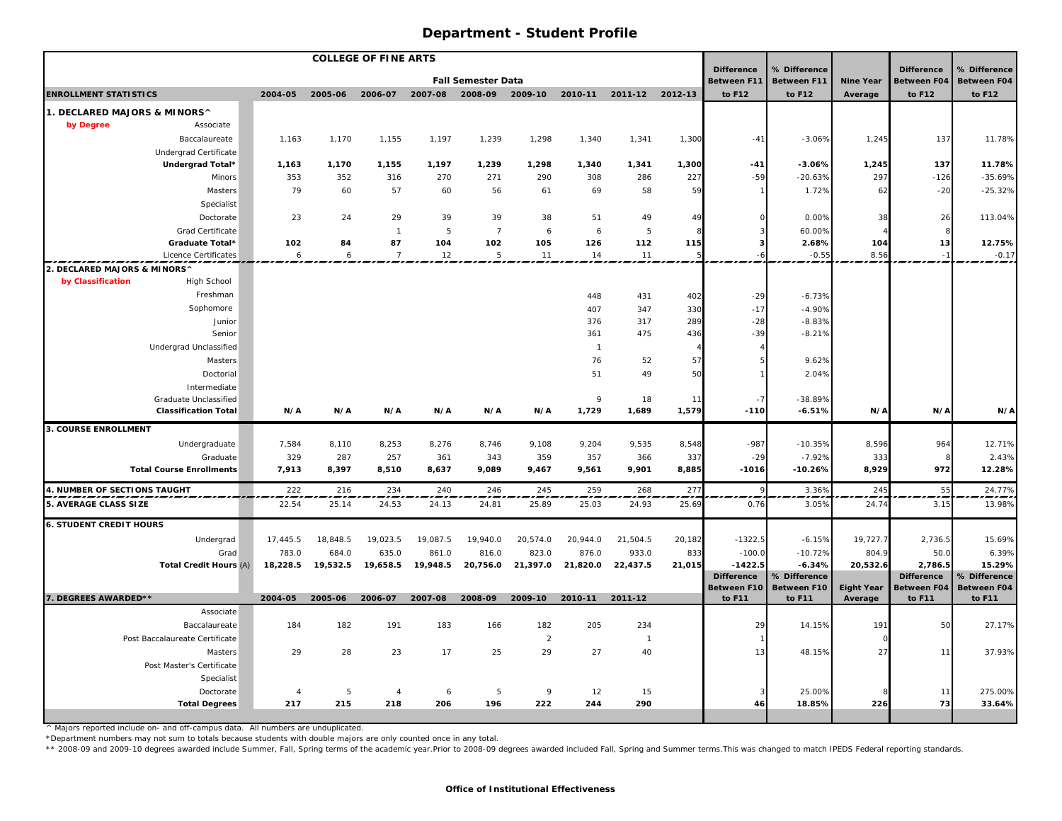# Department - Student Profile

| COLLEGE OF FINE ARTS | | | | | | | | | | | | | | |
|---|---|---|---|---|---|---|---|---|---|---|---|---|---|---|
| | Fall Semester Data | | | | | | | | | Difference | % Difference | Nine Year | Difference | % Difference |
| ENROLLMENT STATISTICS | 2004-05 | 2005-06 | 2006-07 | 2007-08 | 2008-09 | 2009-10 | 2010-11 | 2011-12 | 2012-13 | Between F11 to F12 | Between F11 to F12 | Average | Between F04 to F12 | Between F04 to F12 |
| **1. DECLARED MAJORS & MINORS^** | | | | | | | | | | | | | | |
| **by Degree** Associate | | | | | | | | | | | | | | |
| Baccalaureate | 1,163 | 1,170 | 1,155 | 1,197 | 1,239 | 1,298 | 1,340 | 1,341 | 1,300 | -41 | -3.06% | 1,245 | 137 | 11.78% |
| Undergrad Certificate | | | | | | | | | | | | | | |
| **Undergrad Total*** | **1,163** | **1,170** | **1,155** | **1,197** | **1,239** | **1,298** | **1,340** | **1,341** | **1,300** | **-41** | **-3.06%** | **1,245** | **137** | **11.78%** |
| Minors | 353 | 352 | 316 | 270 | 271 | 290 | 308 | 286 | 227 | -59 | -20.63% | 297 | -126 | -35.69% |
| Masters | 79 | 60 | 57 | 60 | 56 | 61 | 69 | 58 | 59 | 1 | 1.72% | 62 | -20 | -25.32% |
| Specialist | | | | | | | | | | | | | | |
| Doctorate | 23 | 24 | 29 | 39 | 39 | 38 | 51 | 49 | 49 | 0 | 0.00% | 38 | 26 | 113.04% |
| Grad Certificate | | | 1 | 5 | 7 | 6 | 6 | 5 | 8 | 3 | 60.00% | 4 | 8 | |
| **Graduate Total*** | **102** | **84** | **87** | **104** | **102** | **105** | **126** | **112** | **115** | **3** | **2.68%** | **104** | **13** | **12.75%** |
| Licence Certificates | 6 | 6 | 7 | 12 | 5 | 11 | 14 | 11 | 5 | -6 | -0.55 | 8.56 | -1 | -0.17 |
| **2. DECLARED MAJORS & MINORS^** | | | | | | | | | | | | | | |
| **by Classification** High School | | | | | | | | | | | | | | |
| Freshman | | | | | | | 448 | 431 | 402 | -29 | -6.73% | | | |
| Sophomore | | | | | | | 407 | 347 | 330 | -17 | -4.90% | | | |
| Junior | | | | | | | 376 | 317 | 289 | -28 | -8.83% | | | |
| Senior | | | | | | | 361 | 475 | 436 | -39 | -8.21% | | | |
| Undergrad Unclassified | | | | | | | 1 | | 4 | 4 | | | | |
| Masters | | | | | | | 76 | 52 | 57 | 5 | 9.62% | | | |
| Doctorial | | | | | | | 51 | 49 | 50 | 1 | 2.04% | | | |
| Intermediate | | | | | | | | | | | | | | |
| Graduate Unclassified | | | | | | | 9 | 18 | 11 | -7 | -38.89% | | | |
| **Classification Total** | **N/A** | **N/A** | **N/A** | **N/A** | **N/A** | **N/A** | **1,729** | **1,689** | **1,579** | **-110** | **-6.51%** | **N/A** | **N/A** | **N/A** |
| **3. COURSE ENROLLMENT** | | | | | | | | | | | | | | |
| Undergraduate | 7,584 | 8,110 | 8,253 | 8,276 | 8,746 | 9,108 | 9,204 | 9,535 | 8,548 | -987 | -10.35% | 8,596 | 964 | 12.71% |
| Graduate | 329 | 287 | 257 | 361 | 343 | 359 | 357 | 366 | 337 | -29 | -7.92% | 333 | 8 | 2.43% |
| **Total Course Enrollments** | **7,913** | **8,397** | **8,510** | **8,637** | **9,089** | **9,467** | **9,561** | **9,901** | **8,885** | **-1016** | **-10.26%** | **8,929** | **972** | **12.28%** |
| **4. NUMBER OF SECTIONS TAUGHT** | 222 | 216 | 234 | 240 | 246 | 245 | 259 | 268 | 277 | 9 | 3.36% | 245 | 55 | 24.77% |
| **5. AVERAGE CLASS SIZE** | 22.54 | 25.14 | 24.53 | 24.13 | 24.81 | 25.89 | 25.03 | 24.93 | 25.69 | 0.76 | 3.05% | 24.74 | 3.15 | 13.98% |
| **6. STUDENT CREDIT HOURS** | | | | | | | | | | | | | | |
| Undergrad | 17,445.5 | 18,848.5 | 19,023.5 | 19,087.5 | 19,940.0 | 20,574.0 | 20,944.0 | 21,504.5 | 20,182 | -1322.5 | -6.15% | 19,727.7 | 2,736.5 | 15.69% |
| Grad | 783.0 | 684.0 | 635.0 | 861.0 | 816.0 | 823.0 | 876.0 | 933.0 | 833 | -100.0 | -10.72% | 804.9 | 50.0 | 6.39% |
| **Total Credit Hours** (A) | **18,228.5** | **19,532.5** | **19,658.5** | **19,948.5** | **20,756.0** | **21,397.0** | **21,820.0** | **22,437.5** | **21,015** | **-1422.5** | **-6.34%** | **20,532.6** | **2,786.5** | **15.29%** |
| **7. DEGREES AWARDED**** | **2004-05** | **2005-06** | **2006-07** | **2007-08** | **2008-09** | **2009-10** | **2010-11** | **2011-12** | | **Difference Between F10 to F11** | **% Difference Between F10 to F11** | **Eight Year Average** | **Difference Between F04 to F11** | **% Difference Between F04 to F11** |
| Associate | | | | | | | | | | | | | | |
| Baccalaureate | 184 | 182 | 191 | 183 | 166 | 182 | 205 | 234 | | 29 | 14.15% | 191 | 50 | 27.17% |
| Post Baccalaureate Certificate | | | | | | 2 | | 1 | | 1 | | 0 | | |
| Masters | 29 | 28 | 23 | 17 | 25 | 29 | 27 | 40 | | 13 | 48.15% | 27 | 11 | 37.93% |
| Post Master's Certificate | | | | | | | | | | | | | | |
| Specialist | | | | | | | | | | | | | | |
| Doctorate | 4 | 5 | 4 | 6 | 5 | 9 | 12 | 15 | | 3 | 25.00% | 8 | 11 | 275.00% |
| **Total Degrees** | **217** | **215** | **218** | **206** | **196** | **222** | **244** | **290** | | **46** | **18.85%** | **226** | **73** | **33.64%** |

^ Majors reported include on- and off-campus data. All numbers are unduplicated.

*Department numbers may not sum to totals because students with double majors are only counted once in any total.

** 2008-09 and 2009-10 degrees awarded include Summer, Fall, Spring terms of the academic year.Prior to 2008-09 degrees awarded included Fall, Spring and Summer terms.This was changed to match IPEDS Federal reporting standards.

**Office of Institutional Effectiveness**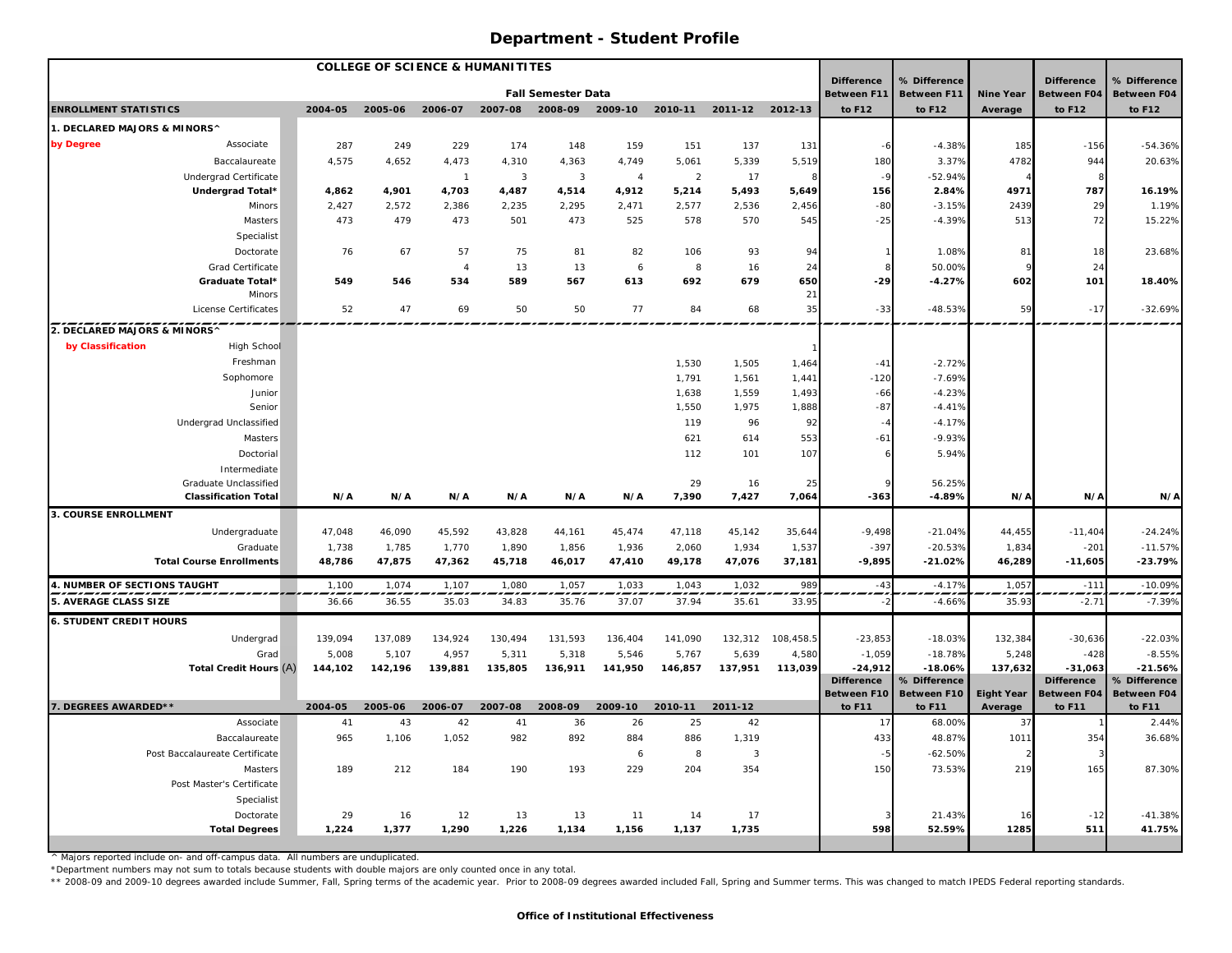# Department - Student Profile

| COLLEGE OF SCIENCE & HUMANITITES | | | | | | | | | | | | | | |
|---|---|---|---|---|---|---|---|---|---|---|---|---|---|---|
| | Fall Semester Data | | | | | | | | | Difference Between F11 | % Difference Between F11 | Nine Year | Difference Between F04 | % Difference Between F04 |
| **ENROLLMENT STATISTICS** | 2004-05 | 2005-06 | 2006-07 | 2007-08 | 2008-09 | 2009-10 | 2010-11 | 2011-12 | 2012-13 | to F12 | to F12 | Average | to F12 | to F12 |
| **1. DECLARED MAJORS & MINORS^** | | | | | | | | | | | | | | |
| by Degree — Associate | 287 | 249 | 229 | 174 | 148 | 159 | 151 | 137 | 131 | -6 | -4.38% | 185 | -156 | -54.36% |
| Baccalaureate | 4,575 | 4,652 | 4,473 | 4,310 | 4,363 | 4,749 | 5,061 | 5,339 | 5,519 | 180 | 3.37% | 4782 | 944 | 20.63% |
| Undergrad Certificate | | | 1 | 3 | 3 | 4 | 2 | 17 | 8 | -9 | -52.94% | 4 | 8 | |
| **Undergrad Total*** | **4,862** | **4,901** | **4,703** | **4,487** | **4,514** | **4,912** | **5,214** | **5,493** | **5,649** | **156** | **2.84%** | **4971** | **787** | **16.19%** |
| Minors | 2,427 | 2,572 | 2,386 | 2,235 | 2,295 | 2,471 | 2,577 | 2,536 | 2,456 | -80 | -3.15% | 2439 | 29 | 1.19% |
| Masters | 473 | 479 | 473 | 501 | 473 | 525 | 578 | 570 | 545 | -25 | -4.39% | 513 | 72 | 15.22% |
| Specialist | | | | | | | | | | | | | | |
| Doctorate | 76 | 67 | 57 | 75 | 81 | 82 | 106 | 93 | 94 | 1 | 1.08% | 81 | 18 | 23.68% |
| Grad Certificate | | | 4 | 13 | 13 | 6 | 8 | 16 | 24 | 8 | 50.00% | 9 | 24 | |
| **Graduate Total*** | **549** | **546** | **534** | **589** | **567** | **613** | **692** | **679** | **650** | **-29** | **-4.27%** | **602** | **101** | **18.40%** |
| Minors | | | | | | | | | 21 | | | | | |
| License Certificates | 52 | 47 | 69 | 50 | 50 | 77 | 84 | 68 | 35 | -33 | -48.53% | 59 | -17 | -32.69% |
| **2. DECLARED MAJORS & MINORS^** | | | | | | | | | | | | | | |
| by Classification — High School | | | | | | | | | 1 | | | | | |
| Freshman | | | | | | | 1,530 | 1,505 | 1,464 | -41 | -2.72% | | | |
| Sophomore | | | | | | | 1,791 | 1,561 | 1,441 | -120 | -7.69% | | | |
| Junior | | | | | | | 1,638 | 1,559 | 1,493 | -66 | -4.23% | | | |
| Senior | | | | | | | 1,550 | 1,975 | 1,888 | -87 | -4.41% | | | |
| Undergrad Unclassified | | | | | | | 119 | 96 | 92 | -4 | -4.17% | | | |
| Masters | | | | | | | 621 | 614 | 553 | -61 | -9.93% | | | |
| Doctorial | | | | | | | 112 | 101 | 107 | 6 | 5.94% | | | |
| Intermediate | | | | | | | | | | | | | | |
| Graduate Unclassified | | | | | | | 29 | 16 | 25 | 9 | 56.25% | | | |
| **Classification Total** | **N/A** | **N/A** | **N/A** | **N/A** | **N/A** | **N/A** | **7,390** | **7,427** | **7,064** | **-363** | **-4.89%** | **N/A** | **N/A** | **N/A** |
| **3. COURSE ENROLLMENT** | | | | | | | | | | | | | | |
| Undergraduate | 47,048 | 46,090 | 45,592 | 43,828 | 44,161 | 45,474 | 47,118 | 45,142 | 35,644 | -9,498 | -21.04% | 44,455 | -11,404 | -24.24% |
| Graduate | 1,738 | 1,785 | 1,770 | 1,890 | 1,856 | 1,936 | 2,060 | 1,934 | 1,537 | -397 | -20.53% | 1,834 | -201 | -11.57% |
| **Total Course Enrollments** | **48,786** | **47,875** | **47,362** | **45,718** | **46,017** | **47,410** | **49,178** | **47,076** | **37,181** | **-9,895** | **-21.02%** | **46,289** | **-11,605** | **-23.79%** |
| **4. NUMBER OF SECTIONS TAUGHT** | 1,100 | 1,074 | 1,107 | 1,080 | 1,057 | 1,033 | 1,043 | 1,032 | 989 | -43 | -4.17% | 1,057 | -111 | -10.09% |
| **5. AVERAGE CLASS SIZE** | 36.66 | 36.55 | 35.03 | 34.83 | 35.76 | 37.07 | 37.94 | 35.61 | 33.95 | -2 | -4.66% | 35.93 | -2.71 | -7.39% |
| **6. STUDENT CREDIT HOURS** | | | | | | | | | | | | | | |
| Undergrad | 139,094 | 137,089 | 134,924 | 130,494 | 131,593 | 136,404 | 141,090 | 132,312 | 108,458.5 | -23,853 | -18.03% | 132,384 | -30,636 | -22.03% |
| Grad | 5,008 | 5,107 | 4,957 | 5,311 | 5,318 | 5,546 | 5,767 | 5,639 | 4,580 | -1,059 | -18.78% | 5,248 | -428 | -8.55% |
| **Total Credit Hours** (A) | **144,102** | **142,196** | **139,881** | **135,805** | **136,911** | **141,950** | **146,857** | **137,951** | **113,039** | **-24,912** | **-18.06%** | **137,632** | **-31,063** | **-21.56%** |
| **7. DEGREES AWARDED**** | 2004-05 | 2005-06 | 2006-07 | 2007-08 | 2008-09 | 2009-10 | 2010-11 | 2011-12 | | Difference Between F10 to F11 | % Difference Between F10 to F11 | Eight Year Average | Difference Between F04 to F11 | % Difference Between F04 to F11 |
| Associate | 41 | 43 | 42 | 41 | 36 | 26 | 25 | 42 | | 17 | 68.00% | 37 | 1 | 2.44% |
| Baccalaureate | 965 | 1,106 | 1,052 | 982 | 892 | 884 | 886 | 1,319 | | 433 | 48.87% | 1011 | 354 | 36.68% |
| Post Baccalaureate Certificate | | | | | | 6 | 8 | 3 | | -5 | -62.50% | 2 | 3 | |
| Masters | 189 | 212 | 184 | 190 | 193 | 229 | 204 | 354 | | 150 | 73.53% | 219 | 165 | 87.30% |
| Post Master's Certificate | | | | | | | | | | | | | | |
| Specialist | | | | | | | | | | | | | | |
| Doctorate | 29 | 16 | 12 | 13 | 13 | 11 | 14 | 17 | | 3 | 21.43% | 16 | -12 | -41.38% |
| **Total Degrees** | **1,224** | **1,377** | **1,290** | **1,226** | **1,134** | **1,156** | **1,137** | **1,735** | | **598** | **52.59%** | **1285** | **511** | **41.75%** |

^ Majors reported include on- and off-campus data. All numbers are unduplicated.

*Department numbers may not sum to totals because students with double majors are only counted once in any total.

** 2008-09 and 2009-10 degrees awarded include Summer, Fall, Spring terms of the academic year. Prior to 2008-09 degrees awarded included Fall, Spring and Summer terms. This was changed to match IPEDS Federal reporting standards.

**Office of Institutional Effectiveness**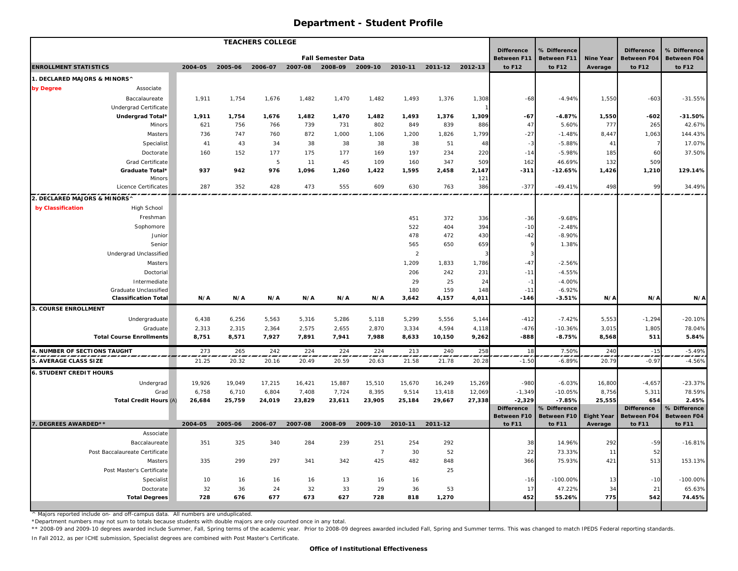# Department - Student Profile

| TEACHERS COLLEGE | Fall Semester Data | | | | | | | | | | | | | |
|---|---|---|---|---|---|---|---|---|---|---|---|---|---|---|
| ENROLLMENT STATISTICS | 2004-05 | 2005-06 | 2006-07 | 2007-08 | 2008-09 | 2009-10 | 2010-11 | 2011-12 | 2012-13 | Difference Between F11 to F12 | % Difference Between F11 to F12 | Nine Year Average | Difference Between F04 to F12 | % Difference Between F04 to F12 |
| **1. DECLARED MAJORS & MINORS^** | | | | | | | | | | | | | | |
| by Degree — Associate | | | | | | | | | | | | | | |
| Baccalaureate | 1,911 | 1,754 | 1,676 | 1,482 | 1,470 | 1,482 | 1,493 | 1,376 | 1,308 | -68 | -4.94% | 1,550 | -603 | -31.55% |
| Undergrad Certificate | | | | | | | | | 1 | | | | | |
| **Undergrad Total*** | **1,911** | **1,754** | **1,676** | **1,482** | **1,470** | **1,482** | **1,493** | **1,376** | **1,309** | **-67** | **-4.87%** | **1,550** | **-602** | **-31.50%** |
| Minors | 621 | 756 | 766 | 739 | 731 | 802 | 849 | 839 | 886 | 47 | 5.60% | 777 | 265 | 42.67% |
| Masters | 736 | 747 | 760 | 872 | 1,000 | 1,106 | 1,200 | 1,826 | 1,799 | -27 | -1.48% | 8,447 | 1,063 | 144.43% |
| Specialist | 41 | 43 | 34 | 38 | 38 | 38 | 38 | 51 | 48 | -3 | -5.88% | 41 | 7 | 17.07% |
| Doctorate | 160 | 152 | 177 | 175 | 177 | 169 | 197 | 234 | 220 | -14 | -5.98% | 185 | 60 | 37.50% |
| Grad Certificate | | | 5 | 11 | 45 | 109 | 160 | 347 | 509 | 162 | 46.69% | 132 | 509 | |
| **Graduate Total*** | **937** | **942** | **976** | **1,096** | **1,260** | **1,422** | **1,595** | **2,458** | **2,147** | **-311** | **-12.65%** | **1,426** | **1,210** | **129.14%** |
| Minors | | | | | | | | | 121 | | | | | |
| Licence Certificates | 287 | 352 | 428 | 473 | 555 | 609 | 630 | 763 | 386 | -377 | -49.41% | 498 | 99 | 34.49% |
| **2. DECLARED MAJORS & MINORS^** | | | | | | | | | | | | | | |
| by Classification — High School | | | | | | | | | | | | | | |
| Freshman | | | | | | | 451 | 372 | 336 | -36 | -9.68% | | | |
| Sophomore | | | | | | | 522 | 404 | 394 | -10 | -2.48% | | | |
| Junior | | | | | | | 478 | 472 | 430 | -42 | -8.90% | | | |
| Senior | | | | | | | 565 | 650 | 659 | 9 | 1.38% | | | |
| Undergrad Unclassified | | | | | | | 2 | | 3 | 3 | | | | |
| Masters | | | | | | | 1,209 | 1,833 | 1,786 | -47 | -2.56% | | | |
| Doctorial | | | | | | | 206 | 242 | 231 | -11 | -4.55% | | | |
| Intermediate | | | | | | | 29 | 25 | 24 | -1 | -4.00% | | | |
| Graduate Unclassified | | | | | | | 180 | 159 | 148 | -11 | -6.92% | | | |
| **Classification Total** | **N/A** | **N/A** | **N/A** | **N/A** | **N/A** | **N/A** | **3,642** | **4,157** | **4,011** | **-146** | **-3.51%** | **N/A** | **N/A** | **N/A** |
| **3. COURSE ENROLLMENT** | | | | | | | | | | | | | | |
| Undergraduate | 6,438 | 6,256 | 5,563 | 5,316 | 5,286 | 5,118 | 5,299 | 5,556 | 5,144 | -412 | -7.42% | 5,553 | -1,294 | -20.10% |
| Graduate | 2,313 | 2,315 | 2,364 | 2,575 | 2,655 | 2,870 | 3,334 | 4,594 | 4,118 | -476 | -10.36% | 3,015 | 1,805 | 78.04% |
| **Total Course Enrollments** | **8,751** | **8,571** | **7,927** | **7,891** | **7,941** | **7,988** | **8,633** | **10,150** | **9,262** | **-888** | **-8.75%** | **8,568** | **511** | **5.84%** |
| **4. NUMBER OF SECTIONS TAUGHT** | 273 | 265 | 242 | 224 | 224 | 224 | 213 | 240 | 258 | 18 | 7.50% | 240 | -15 | -5.49% |
| **5. AVERAGE CLASS SIZE** | 21.25 | 20.32 | 20.16 | 20.49 | 20.59 | 20.63 | 21.58 | 21.78 | 20.28 | -1.50 | -6.89% | 20.79 | -0.97 | -4.56% |
| **6. STUDENT CREDIT HOURS** | | | | | | | | | | | | | | |
| Undergrad | 19,926 | 19,049 | 17,215 | 16,421 | 15,887 | 15,510 | 15,670 | 16,249 | 15,269 | -980 | -6.03% | 16,800 | -4,657 | -23.37% |
| Grad | 6,758 | 6,710 | 6,804 | 7,408 | 7,724 | 8,395 | 9,514 | 13,418 | 12,069 | -1,349 | -10.05% | 8,756 | 5,311 | 78.59% |
| **Total Credit Hours** (A) | **26,684** | **25,759** | **24,019** | **23,829** | **23,611** | **23,905** | **25,184** | **29,667** | **27,338** | **-2,329** | **-7.85%** | **25,555** | **654** | **2.45%** |
| **7. DEGREES AWARDED**** | 2004-05 | 2005-06 | 2006-07 | 2007-08 | 2008-09 | 2009-10 | 2010-11 | 2011-12 | | Difference Between F10 to F11 | % Difference Between F10 to F11 | Eight Year Average | Difference Between F04 to F11 | % Difference Between F04 to F11 |
| Associate | | | | | | | | | | | | | | |
| Baccalaureate | 351 | 325 | 340 | 284 | 239 | 251 | 254 | 292 | | 38 | 14.96% | 292 | -59 | -16.81% |
| Post Baccalaureate Certificate | | | | | | 7 | 30 | 52 | | 22 | 73.33% | 11 | 52 | |
| Masters | 335 | 299 | 297 | 341 | 342 | 425 | 482 | 848 | | 366 | 75.93% | 421 | 513 | 153.13% |
| Post Master's Certificate | | | | | | | | 25 | | | | | | |
| Specialist | 10 | 16 | 16 | 16 | 13 | 16 | 16 | | | -16 | -100.00% | 13 | -10 | -100.00% |
| Doctorate | 32 | 36 | 24 | 32 | 33 | 29 | 36 | 53 | | 17 | 47.22% | 34 | 21 | 65.63% |
| **Total Degrees** | **728** | **676** | **677** | **673** | **627** | **728** | **818** | **1,270** | | **452** | **55.26%** | **775** | **542** | **74.45%** |

^ Majors reported include on- and off-campus data. All numbers are unduplicated.

*Department numbers may not sum to totals because students with double majors are only counted once in any total.

** 2008-09 and 2009-10 degrees awarded include Summer, Fall, Spring terms of the academic year. Prior to 2008-09 degrees awarded included Fall, Spring and Summer terms. This was changed to match IPEDS Federal reporting standards.

In Fall 2012, as per ICHE submission, Specialist degrees are combined with Post Master's Certificate.

**Office of Institutional Effectiveness**